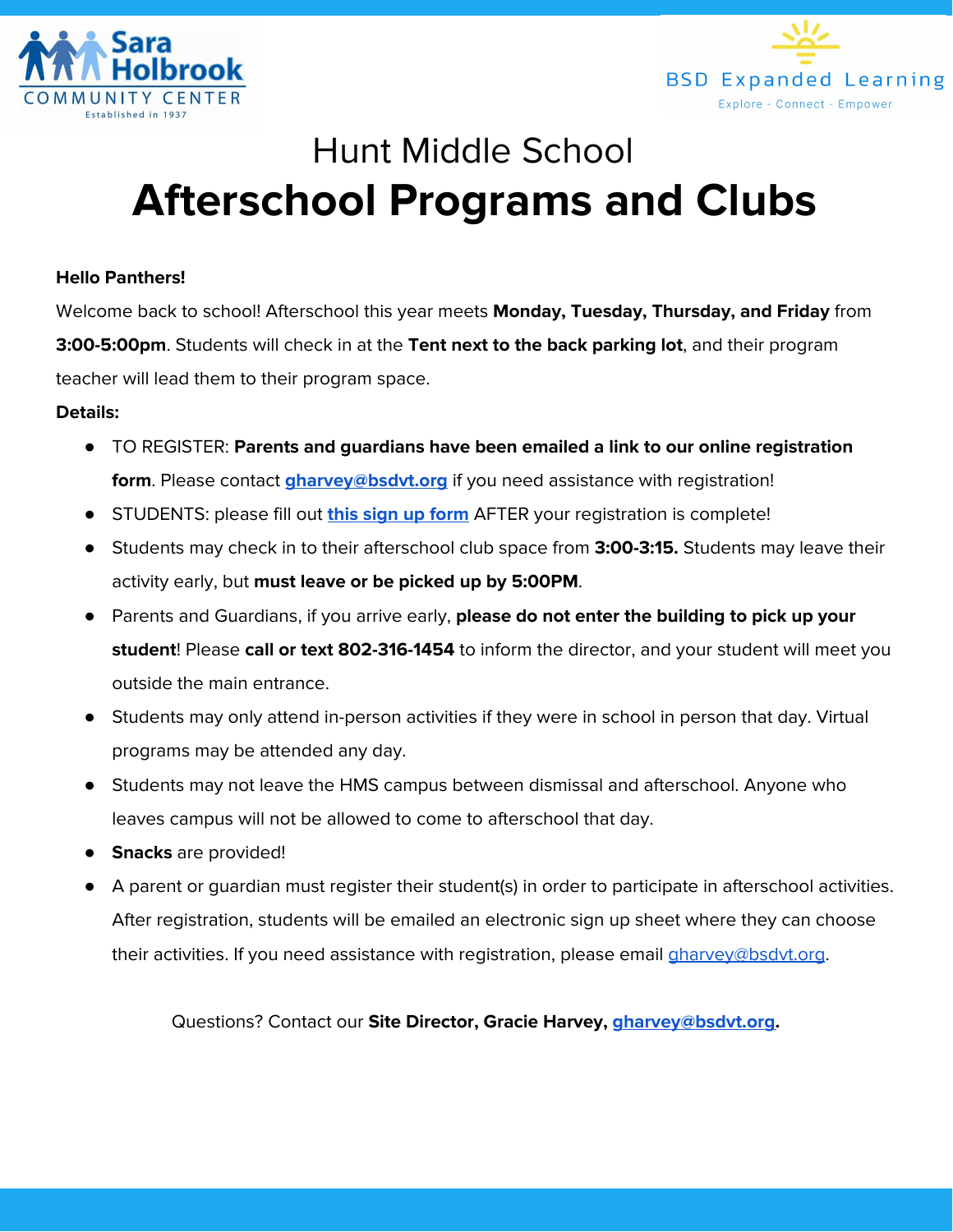Sara Holbrook COMMUNITY CENTER Established in 1937

BSD Expanded Learning
Explore - Connect - Empower

# Hunt Middle School
# Afterschool Programs and Clubs

**Hello Panthers!**

Welcome back to school! Afterschool this year meets **Monday, Tuesday, Thursday, and Friday** from **3:00-5:00pm**. Students will check in at the **Tent next to the back parking lot**, and their program teacher will lead them to their program space.

**Details:**

- TO REGISTER: **Parents and guardians have been emailed a link to our online registration form**. Please contact **gharvey@bsdvt.org** if you need assistance with registration!
- STUDENTS: please fill out **this sign up form** AFTER your registration is complete!
- Students may check in to their afterschool club space from **3:00-3:15.** Students may leave their activity early, but **must leave or be picked up by 5:00PM**.
- Parents and Guardians, if you arrive early, **please do not enter the building to pick up your student**! Please **call or text 802-316-1454** to inform the director, and your student will meet you outside the main entrance.
- Students may only attend in-person activities if they were in school in person that day. Virtual programs may be attended any day.
- Students may not leave the HMS campus between dismissal and afterschool. Anyone who leaves campus will not be allowed to come to afterschool that day.
- **Snacks** are provided!
- A parent or guardian must register their student(s) in order to participate in afterschool activities. After registration, students will be emailed an electronic sign up sheet where they can choose their activities. If you need assistance with registration, please email gharvey@bsdvt.org.

Questions? Contact our **Site Director, Gracie Harvey, gharvey@bsdvt.org.**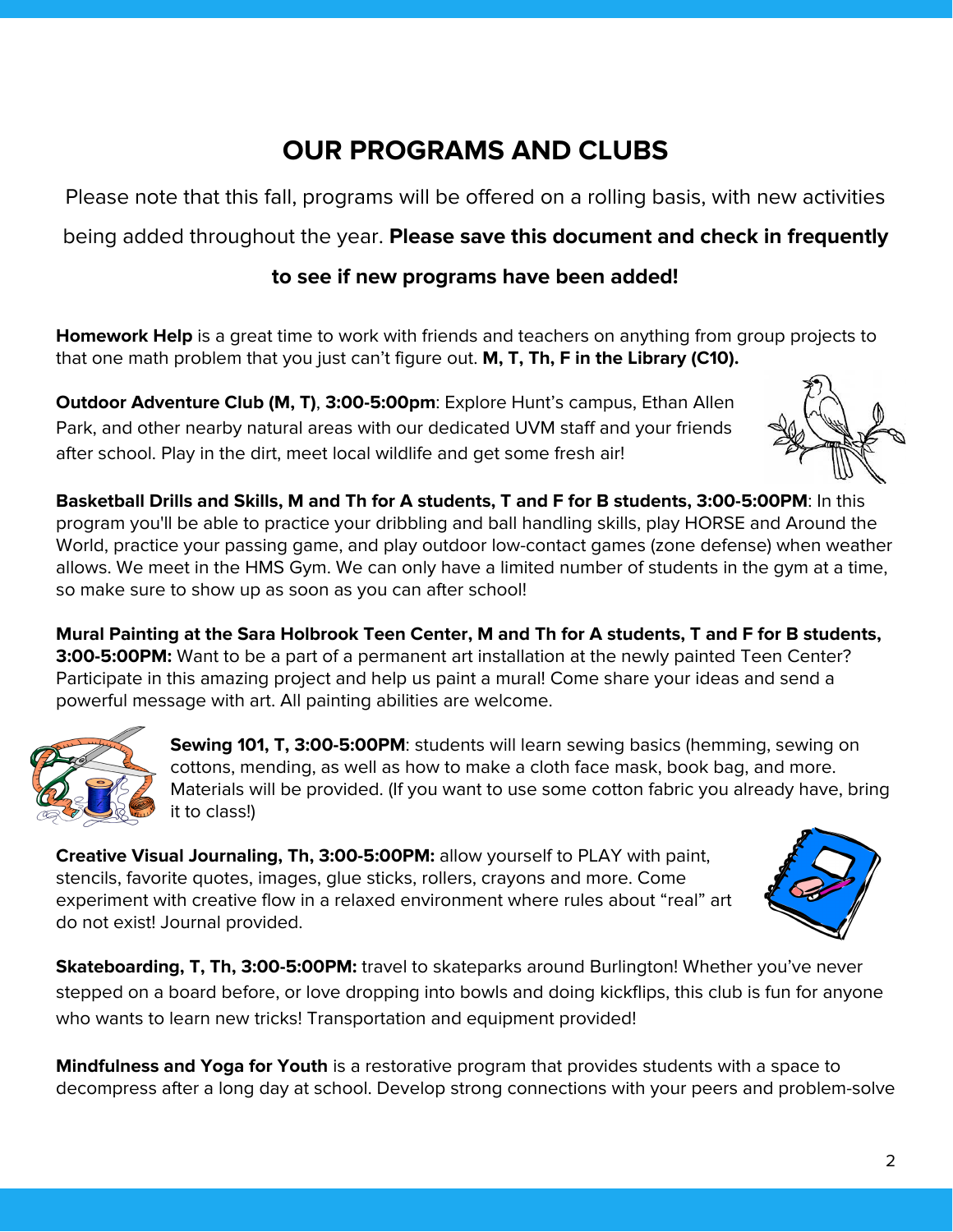# OUR PROGRAMS AND CLUBS

Please note that this fall, programs will be offered on a rolling basis, with new activities being added throughout the year. **Please save this document and check in frequently to see if new programs have been added!**

**Homework Help** is a great time to work with friends and teachers on anything from group projects to that one math problem that you just can't figure out. **M, T, Th, F in the Library (C10).**

**Outdoor Adventure Club (M, T)**, **3:00-5:00pm**: Explore Hunt's campus, Ethan Allen Park, and other nearby natural areas with our dedicated UVM staff and your friends after school. Play in the dirt, meet local wildlife and get some fresh air!

**Basketball Drills and Skills, M and Th for A students, T and F for B students, 3:00-5:00PM**: In this program you'll be able to practice your dribbling and ball handling skills, play HORSE and Around the World, practice your passing game, and play outdoor low-contact games (zone defense) when weather allows. We meet in the HMS Gym. We can only have a limited number of students in the gym at a time, so make sure to show up as soon as you can after school!

**Mural Painting at the Sara Holbrook Teen Center, M and Th for A students, T and F for B students, 3:00-5:00PM:** Want to be a part of a permanent art installation at the newly painted Teen Center? Participate in this amazing project and help us paint a mural! Come share your ideas and send a powerful message with art. All painting abilities are welcome.

**Sewing 101, T, 3:00-5:00PM**: students will learn sewing basics (hemming, sewing on cottons, mending, as well as how to make a cloth face mask, book bag, and more. Materials will be provided. (If you want to use some cotton fabric you already have, bring it to class!)

**Creative Visual Journaling, Th, 3:00-5:00PM:** allow yourself to PLAY with paint, stencils, favorite quotes, images, glue sticks, rollers, crayons and more. Come experiment with creative flow in a relaxed environment where rules about "real" art do not exist! Journal provided.

**Skateboarding, T, Th, 3:00-5:00PM:** travel to skateparks around Burlington! Whether you've never stepped on a board before, or love dropping into bowls and doing kickflips, this club is fun for anyone who wants to learn new tricks! Transportation and equipment provided!

**Mindfulness and Yoga for Youth** is a restorative program that provides students with a space to decompress after a long day at school. Develop strong connections with your peers and problem-solve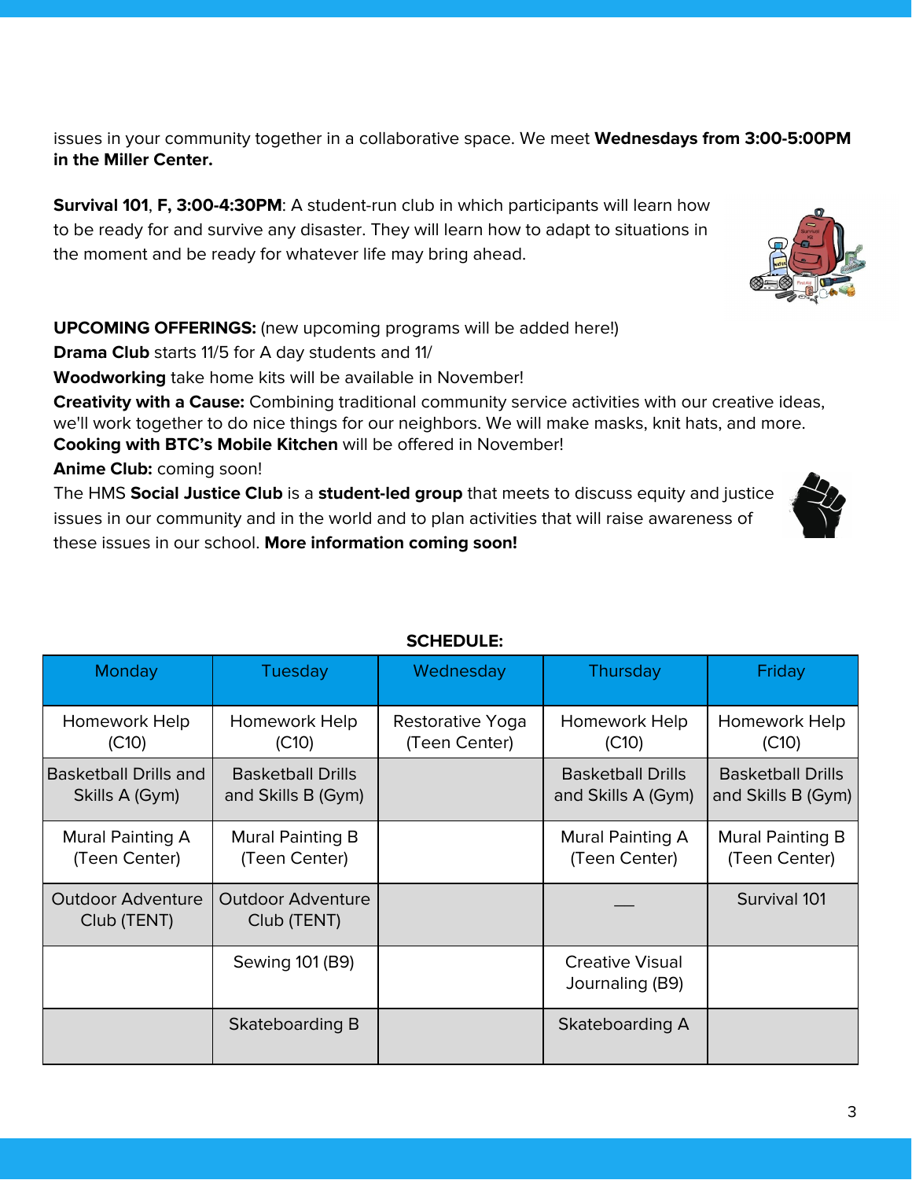issues in your community together in a collaborative space. We meet **Wednesdays from 3:00-5:00PM in the Miller Center.**

**Survival 101**, **F, 3:00-4:30PM**: A student-run club in which participants will learn how to be ready for and survive any disaster. They will learn how to adapt to situations in the moment and be ready for whatever life may bring ahead.

**UPCOMING OFFERINGS:** (new upcoming programs will be added here!)

**Drama Club** starts 11/5 for A day students and 11/

**Woodworking** take home kits will be available in November!

**Creativity with a Cause:** Combining traditional community service activities with our creative ideas, we'll work together to do nice things for our neighbors. We will make masks, knit hats, and more.

**Cooking with BTC's Mobile Kitchen** will be offered in November!

**Anime Club:** coming soon!

The HMS **Social Justice Club** is a **student-led group** that meets to discuss equity and justice issues in our community and in the world and to plan activities that will raise awareness of these issues in our school. **More information coming soon!**

**SCHEDULE:**

| Monday | Tuesday | Wednesday | Thursday | Friday |
|---|---|---|---|---|
| Homework Help (C10) | Homework Help (C10) | Restorative Yoga (Teen Center) | Homework Help (C10) | Homework Help (C10) |
| Basketball Drills and Skills A (Gym) | Basketball Drills and Skills B (Gym) | | Basketball Drills and Skills A (Gym) | Basketball Drills and Skills B (Gym) |
| Mural Painting A (Teen Center) | Mural Painting B (Teen Center) | | Mural Painting A (Teen Center) | Mural Painting B (Teen Center) |
| Outdoor Adventure Club (TENT) | Outdoor Adventure Club (TENT) | | ___ | Survival 101 |
| | Sewing 101 (B9) | | Creative Visual Journaling (B9) | |
| | Skateboarding B | | Skateboarding A | |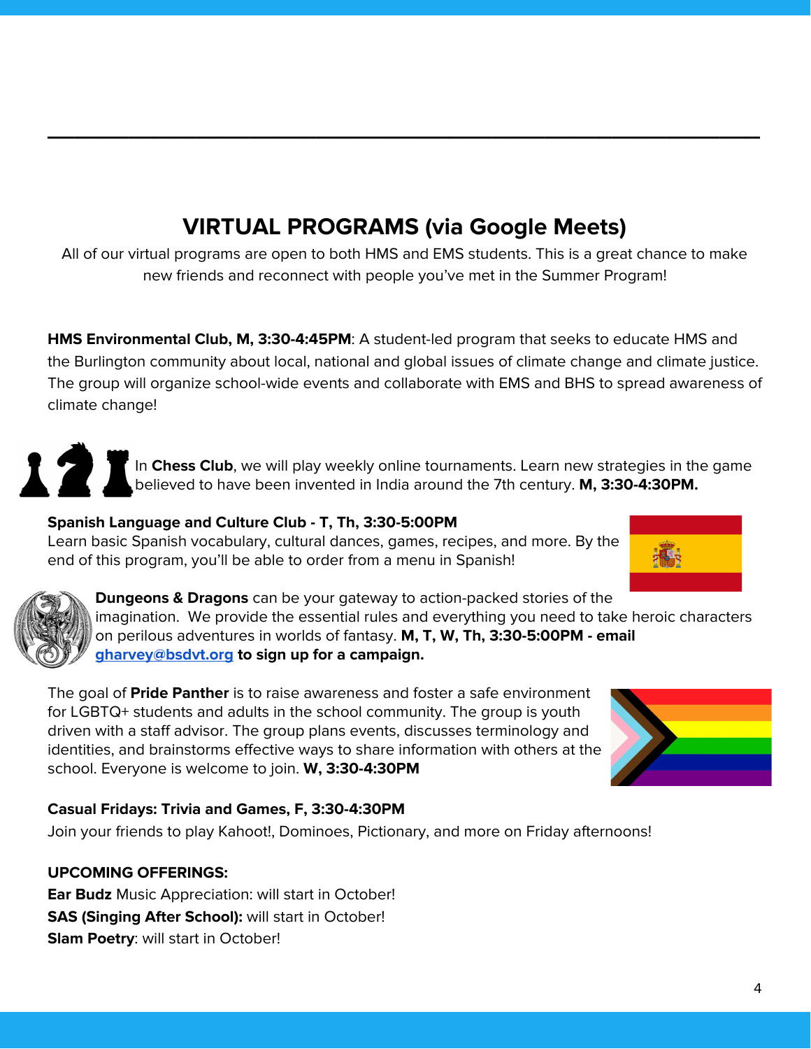---

## VIRTUAL PROGRAMS (via Google Meets)

All of our virtual programs are open to both HMS and EMS students. This is a great chance to make new friends and reconnect with people you've met in the Summer Program!

**HMS Environmental Club, M, 3:30-4:45PM**: A student-led program that seeks to educate HMS and the Burlington community about local, national and global issues of climate change and climate justice. The group will organize school-wide events and collaborate with EMS and BHS to spread awareness of climate change!

In **Chess Club**, we will play weekly online tournaments. Learn new strategies in the game believed to have been invented in India around the 7th century. **M, 3:30-4:30PM.**

**Spanish Language and Culture Club - T, Th, 3:30-5:00PM**
Learn basic Spanish vocabulary, cultural dances, games, recipes, and more. By the end of this program, you'll be able to order from a menu in Spanish!

**Dungeons & Dragons** can be your gateway to action-packed stories of the imagination. We provide the essential rules and everything you need to take heroic characters on perilous adventures in worlds of fantasy. **M, T, W, Th, 3:30-5:00PM - email gharvey@bsdvt.org to sign up for a campaign.**

The goal of **Pride Panther** is to raise awareness and foster a safe environment for LGBTQ+ students and adults in the school community. The group is youth driven with a staff advisor. The group plans events, discusses terminology and identities, and brainstorms effective ways to share information with others at the school. Everyone is welcome to join. **W, 3:30-4:30PM**

**Casual Fridays: Trivia and Games, F, 3:30-4:30PM**
Join your friends to play Kahoot!, Dominoes, Pictionary, and more on Friday afternoons!

**UPCOMING OFFERINGS:**
**Ear Budz** Music Appreciation: will start in October!
**SAS (Singing After School):** will start in October!
**Slam Poetry**: will start in October!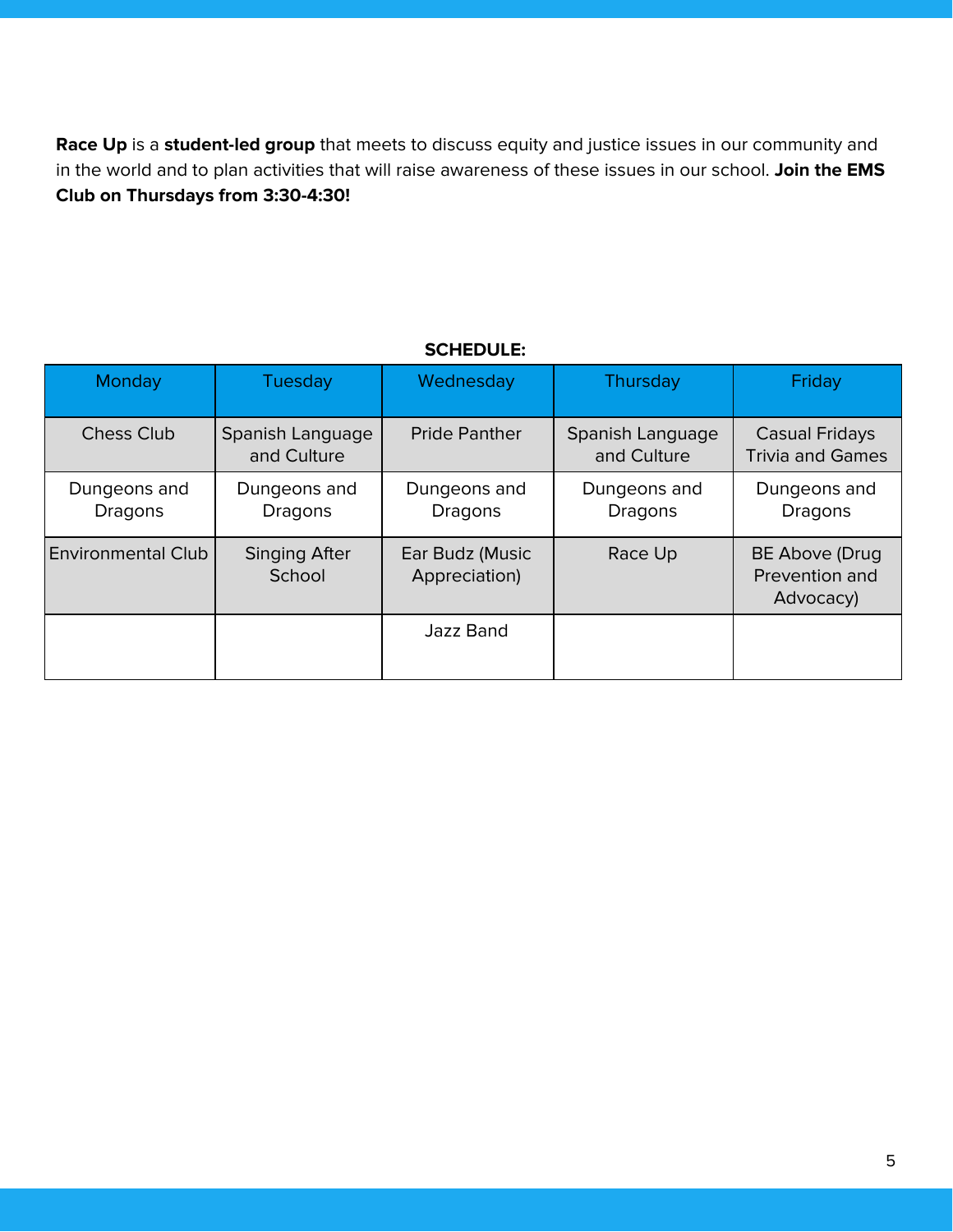**Race Up** is a **student-led group** that meets to discuss equity and justice issues in our community and in the world and to plan activities that will raise awareness of these issues in our school. **Join the EMS Club on Thursdays from 3:30-4:30!**

**SCHEDULE:**

| Monday | Tuesday | Wednesday | Thursday | Friday |
|---|---|---|---|---|
| Chess Club | Spanish Language and Culture | Pride Panther | Spanish Language and Culture | Casual Fridays Trivia and Games |
| Dungeons and Dragons | Dungeons and Dragons | Dungeons and Dragons | Dungeons and Dragons | Dungeons and Dragons |
| Environmental Club | Singing After School | Ear Budz (Music Appreciation) | Race Up | BE Above (Drug Prevention and Advocacy) |
| | | Jazz Band | | |